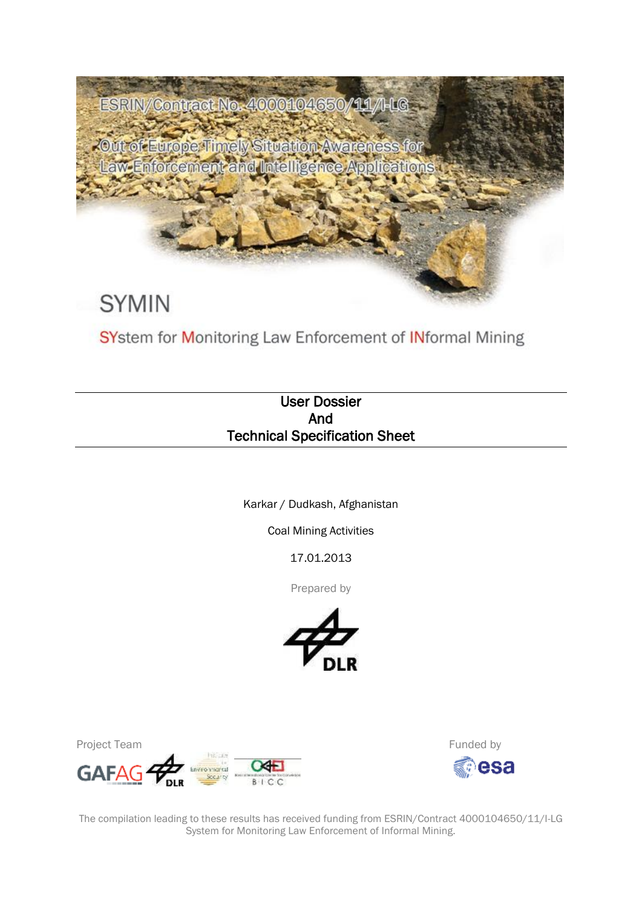ESRIN/Contract No. 4000104650/11/I-LG

Out of Europe Timely Situation Awareness for Law Enforcement and Intelligence Applications

# SYMIN

SYstem for Monitoring Law Enforcement of INformal Mining

## User Dossier And Technical Specification Sheet

Karkar / Dudkash, Afghanistan

Coal Mining Activities

17.01.2013

Prepared by

DLR

Project Team

GAFAG DLR Institute for Environmental Security BICC

Funded by

esa

The compilation leading to these results has received funding from ESRIN/Contract 4000104650/11/I-LG System for Monitoring Law Enforcement of Informal Mining.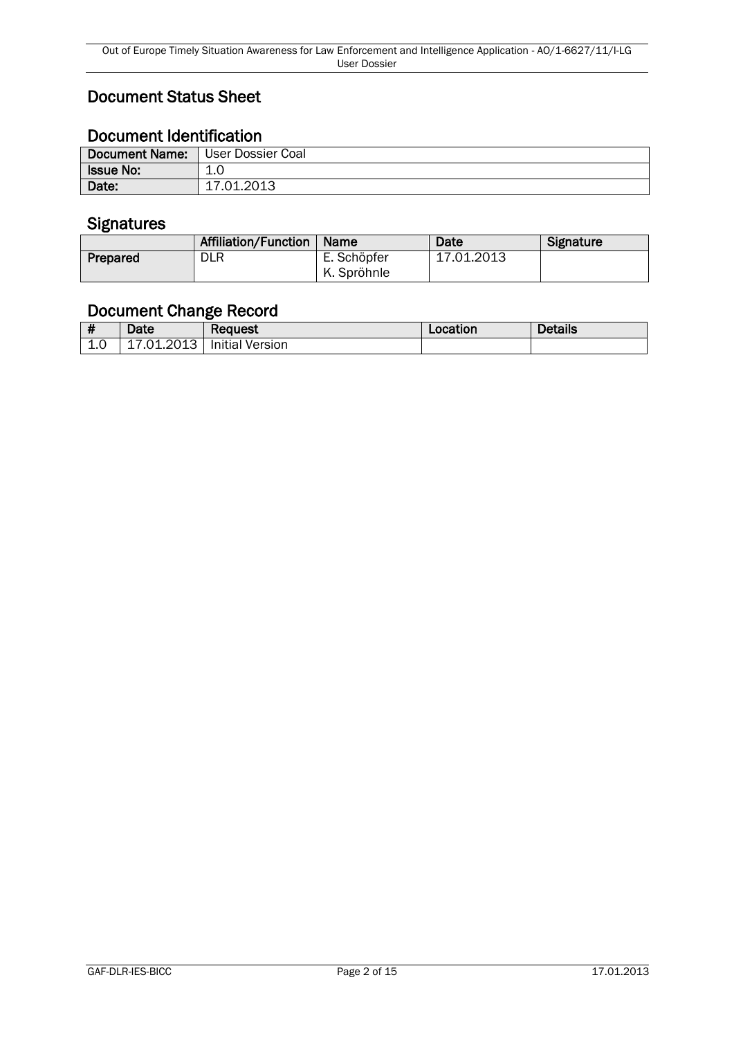# Document Status Sheet

## Document Identification

| Document Name: | User Dossier Coal |
|---|---|
| Issue No: | 1.0 |
| Date: | 17.01.2013 |

## Signatures

| | Affiliation/Function | Name | Date | Signature |
|---|---|---|---|---|
| Prepared | DLR | E. Schöpfer<br>K. Spröhnle | 17.01.2013 | |

## Document Change Record

| # | Date | Request | Location | Details |
|---|---|---|---|---|
| 1.0 | 17.01.2013 | Initial Version | | |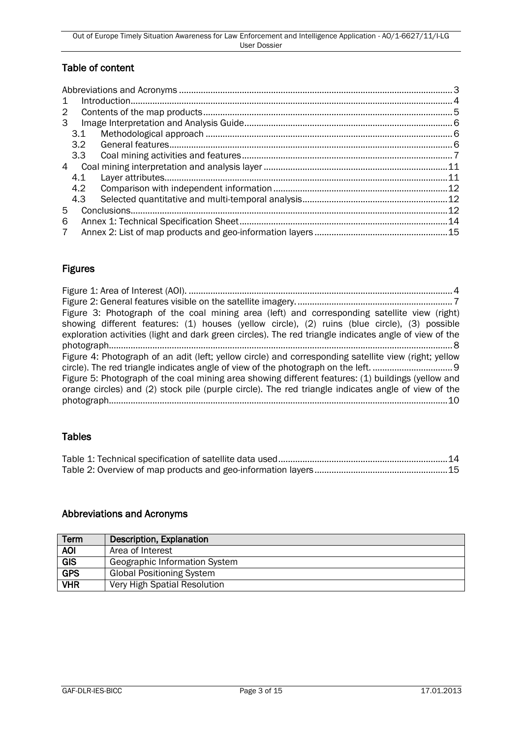## Table of content

Abbreviations and Acronyms ........................................................................................................ 3
1 Introduction........................................................................................................................ 4
2 Contents of the map products ........................................................................................... 5
3 Image Interpretation and Analysis Guide ............................................................................ 6
  3.1 Methodological approach ............................................................................................ 6
  3.2 General features.......................................................................................................... 6
  3.3 Coal mining activities and features ............................................................................. 7
4 Coal mining interpretation and analysis layer .................................................................... 11
  4.1 Layer attributes.......................................................................................................... 11
  4.2 Comparison with independent information ............................................................... 12
  4.3 Selected quantitative and multi-temporal analysis ..................................................... 12
5 Conclusions....................................................................................................................... 12
6 Annex 1: Technical Specification Sheet ............................................................................. 14
7 Annex 2: List of map products and geo-information layers ................................................ 15

## Figures

Figure 1: Area of Interest (AOI). ................................................................................................ 4
Figure 2: General features visible on the satellite imagery. ...................................................... 7
Figure 3: Photograph of the coal mining area (left) and corresponding satellite view (right) showing different features: (1) houses (yellow circle), (2) ruins (blue circle), (3) possible exploration activities (light and dark green circles). The red triangle indicates angle of view of the photograph............................................................................................................................ 8
Figure 4: Photograph of an adit (left; yellow circle) and corresponding satellite view (right; yellow circle). The red triangle indicates angle of view of the photograph on the left. ........................ 9
Figure 5: Photograph of the coal mining area showing different features: (1) buildings (yellow and orange circles) and (2) stock pile (purple circle). The red triangle indicates angle of view of the photograph.......................................................................................................................... 10

## Tables

Table 1: Technical specification of satellite data used ............................................................ 14
Table 2: Overview of map products and geo-information layers .............................................. 15

## Abbreviations and Acronyms

| Term | Description, Explanation |
|---|---|
| **AOI** | Area of Interest |
| **GIS** | Geographic Information System |
| **GPS** | Global Positioning System |
| **VHR** | Very High Spatial Resolution |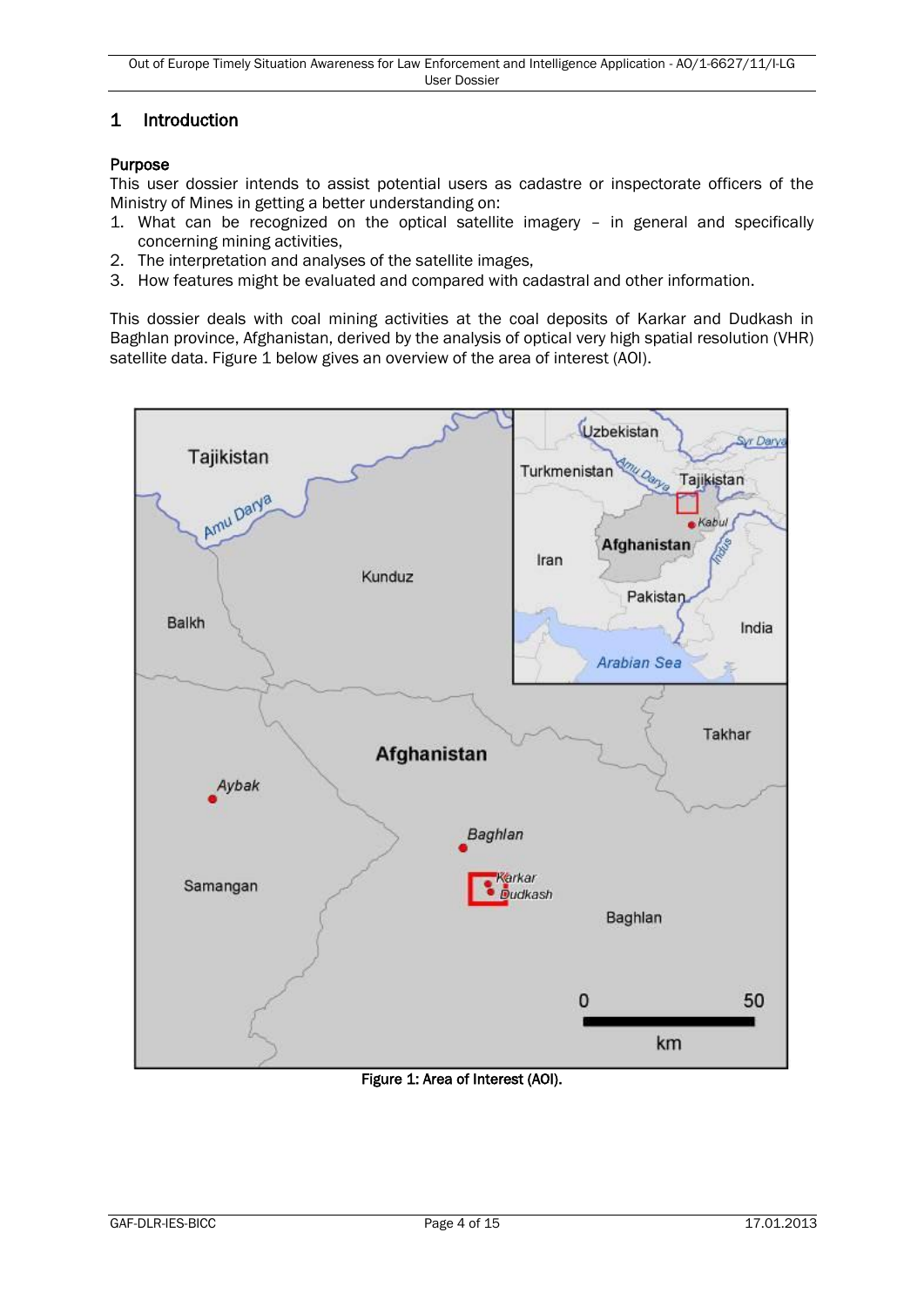# 1 Introduction

**Purpose**

This user dossier intends to assist potential users as cadastre or inspectorate officers of the Ministry of Mines in getting a better understanding on:

1. What can be recognized on the optical satellite imagery – in general and specifically concerning mining activities,
2. The interpretation and analyses of the satellite images,
3. How features might be evaluated and compared with cadastral and other information.

This dossier deals with coal mining activities at the coal deposits of Karkar and Dudkash in Baghlan province, Afghanistan, derived by the analysis of optical very high spatial resolution (VHR) satellite data. Figure 1 below gives an overview of the area of interest (AOI).

**Figure 1: Area of Interest (AOI).**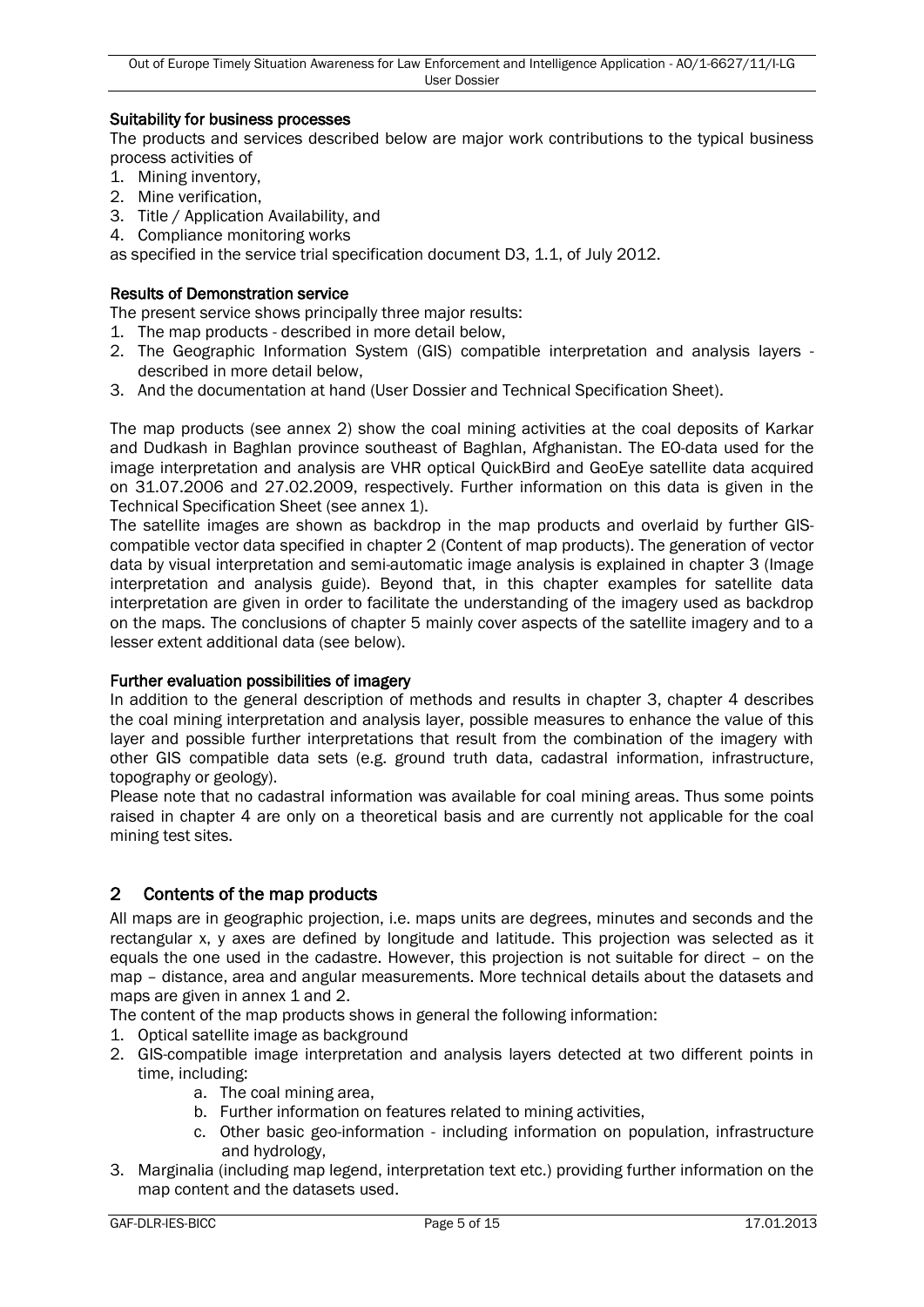#### Suitability for business processes

The products and services described below are major work contributions to the typical business process activities of

1. Mining inventory,
2. Mine verification,
3. Title / Application Availability, and
4. Compliance monitoring works

as specified in the service trial specification document D3, 1.1, of July 2012.

#### Results of Demonstration service

The present service shows principally three major results:

1. The map products - described in more detail below,
2. The Geographic Information System (GIS) compatible interpretation and analysis layers - described in more detail below,
3. And the documentation at hand (User Dossier and Technical Specification Sheet).

The map products (see annex 2) show the coal mining activities at the coal deposits of Karkar and Dudkash in Baghlan province southeast of Baghlan, Afghanistan. The EO-data used for the image interpretation and analysis are VHR optical QuickBird and GeoEye satellite data acquired on 31.07.2006 and 27.02.2009, respectively. Further information on this data is given in the Technical Specification Sheet (see annex 1).

The satellite images are shown as backdrop in the map products and overlaid by further GIS-compatible vector data specified in chapter 2 (Content of map products). The generation of vector data by visual interpretation and semi-automatic image analysis is explained in chapter 3 (Image interpretation and analysis guide). Beyond that, in this chapter examples for satellite data interpretation are given in order to facilitate the understanding of the imagery used as backdrop on the maps. The conclusions of chapter 5 mainly cover aspects of the satellite imagery and to a lesser extent additional data (see below).

#### Further evaluation possibilities of imagery

In addition to the general description of methods and results in chapter 3, chapter 4 describes the coal mining interpretation and analysis layer, possible measures to enhance the value of this layer and possible further interpretations that result from the combination of the imagery with other GIS compatible data sets (e.g. ground truth data, cadastral information, infrastructure, topography or geology).

Please note that no cadastral information was available for coal mining areas. Thus some points raised in chapter 4 are only on a theoretical basis and are currently not applicable for the coal mining test sites.

## 2 Contents of the map products

All maps are in geographic projection, i.e. maps units are degrees, minutes and seconds and the rectangular x, y axes are defined by longitude and latitude. This projection was selected as it equals the one used in the cadastre. However, this projection is not suitable for direct – on the map – distance, area and angular measurements. More technical details about the datasets and maps are given in annex 1 and 2.

The content of the map products shows in general the following information:

1. Optical satellite image as background
2. GIS-compatible image interpretation and analysis layers detected at two different points in time, including:
   a. The coal mining area,
   b. Further information on features related to mining activities,
   c. Other basic geo-information - including information on population, infrastructure and hydrology,
3. Marginalia (including map legend, interpretation text etc.) providing further information on the map content and the datasets used.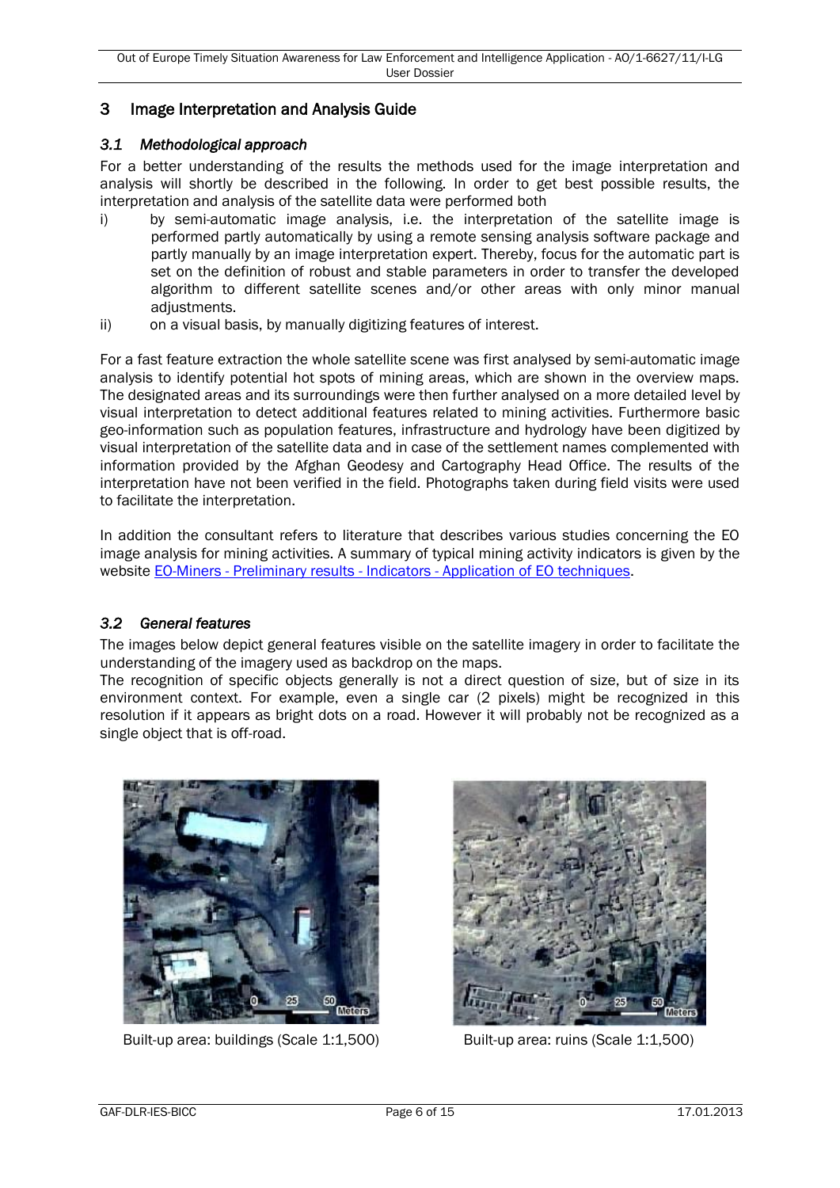## 3 Image Interpretation and Analysis Guide

### *3.1 Methodological approach*

For a better understanding of the results the methods used for the image interpretation and analysis will shortly be described in the following. In order to get best possible results, the interpretation and analysis of the satellite data were performed both

i) by semi-automatic image analysis, i.e. the interpretation of the satellite image is performed partly automatically by using a remote sensing analysis software package and partly manually by an image interpretation expert. Thereby, focus for the automatic part is set on the definition of robust and stable parameters in order to transfer the developed algorithm to different satellite scenes and/or other areas with only minor manual adjustments.

ii) on a visual basis, by manually digitizing features of interest.

For a fast feature extraction the whole satellite scene was first analysed by semi-automatic image analysis to identify potential hot spots of mining areas, which are shown in the overview maps. The designated areas and its surroundings were then further analysed on a more detailed level by visual interpretation to detect additional features related to mining activities. Furthermore basic geo-information such as population features, infrastructure and hydrology have been digitized by visual interpretation of the satellite data and in case of the settlement names complemented with information provided by the Afghan Geodesy and Cartography Head Office. The results of the interpretation have not been verified in the field. Photographs taken during field visits were used to facilitate the interpretation.

In addition the consultant refers to literature that describes various studies concerning the EO image analysis for mining activities. A summary of typical mining activity indicators is given by the website EO-Miners - Preliminary results - Indicators - Application of EO techniques.

### *3.2 General features*

The images below depict general features visible on the satellite imagery in order to facilitate the understanding of the imagery used as backdrop on the maps.

The recognition of specific objects generally is not a direct question of size, but of size in its environment context. For example, even a single car (2 pixels) might be recognized in this resolution if it appears as bright dots on a road. However it will probably not be recognized as a single object that is off-road.

Built-up area: buildings (Scale 1:1,500)

Built-up area: ruins (Scale 1:1,500)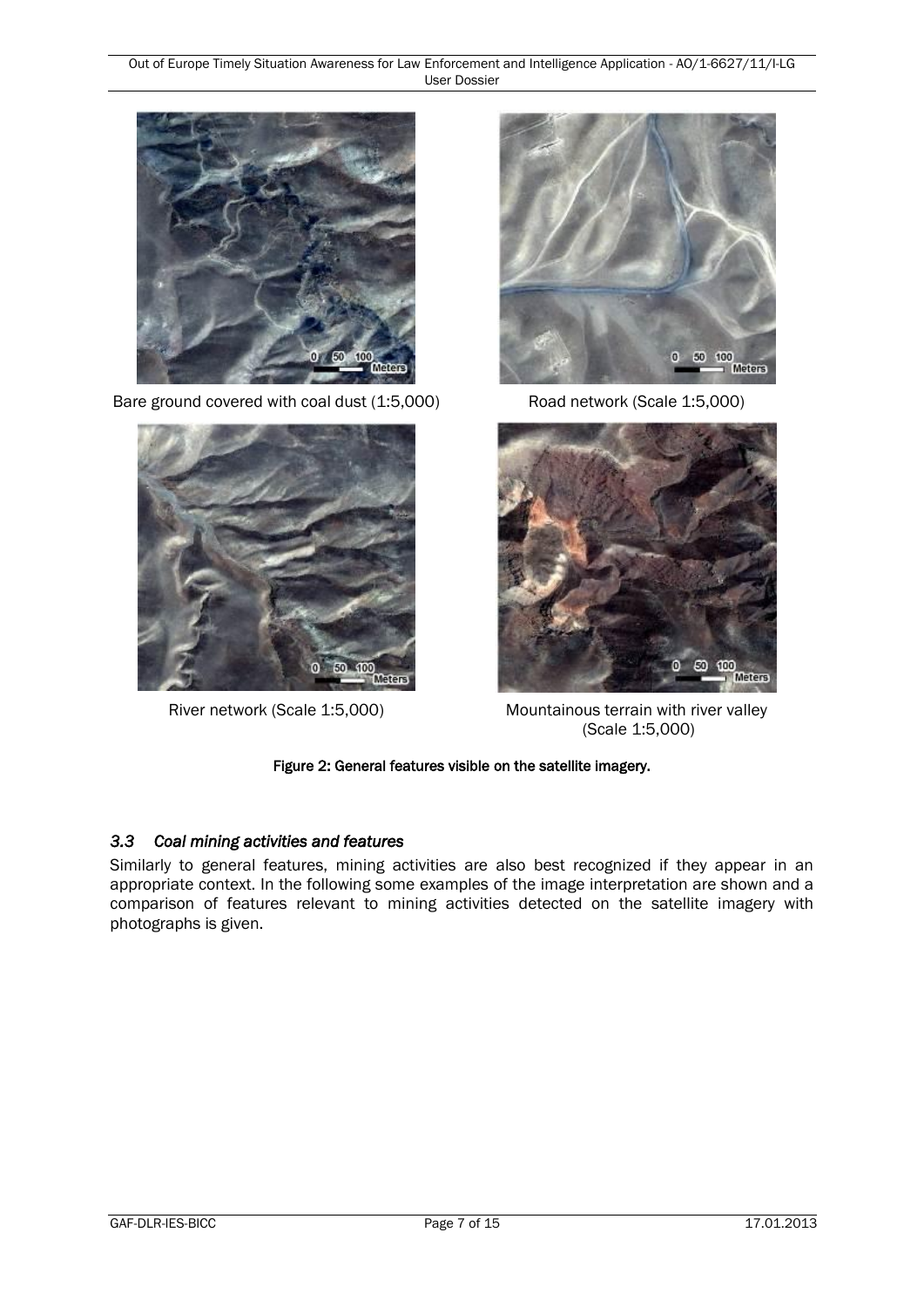Bare ground covered with coal dust (1:5,000)

Road network (Scale 1:5,000)

River network (Scale 1:5,000)

Mountainous terrain with river valley (Scale 1:5,000)

**Figure 2: General features visible on the satellite imagery.**

### *3.3 Coal mining activities and features*

Similarly to general features, mining activities are also best recognized if they appear in an appropriate context. In the following some examples of the image interpretation are shown and a comparison of features relevant to mining activities detected on the satellite imagery with photographs is given.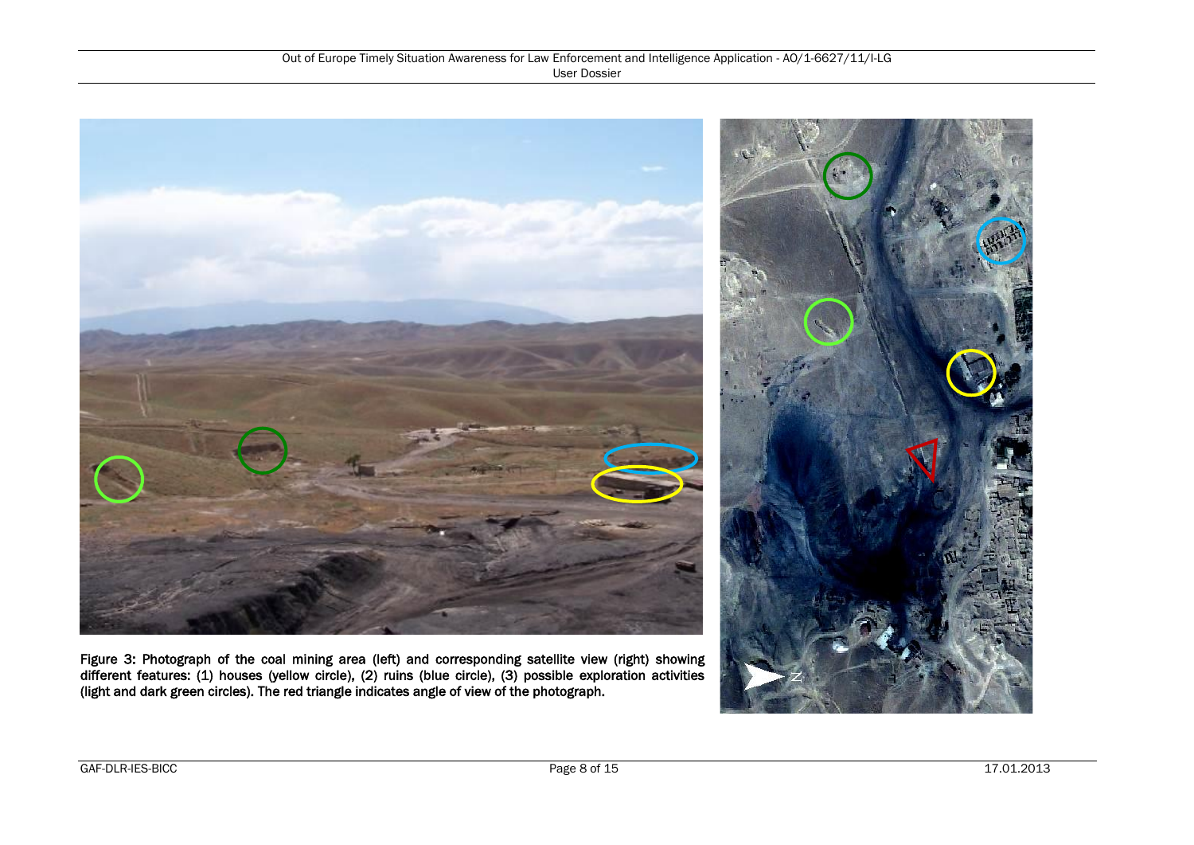Figure 3: Photograph of the coal mining area (left) and corresponding satellite view (right) showing different features: (1) houses (yellow circle), (2) ruins (blue circle), (3) possible exploration activities (light and dark green circles). The red triangle indicates angle of view of the photograph.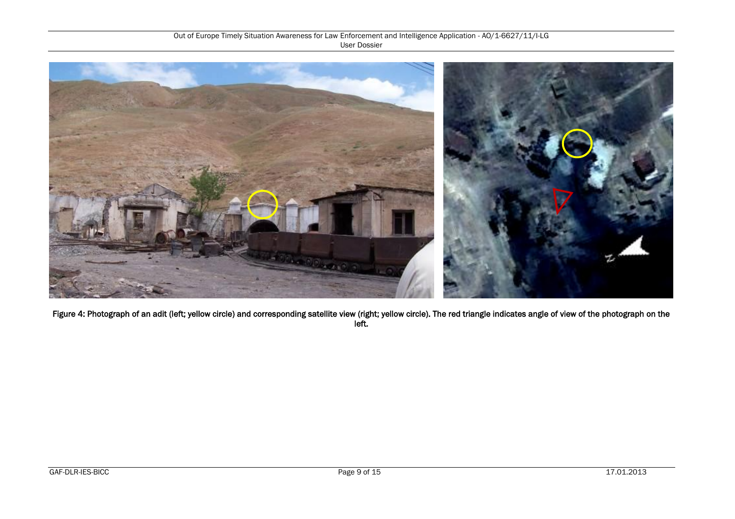Figure 4: Photograph of an adit (left; yellow circle) and corresponding satellite view (right; yellow circle). The red triangle indicates angle of view of the photograph on the left.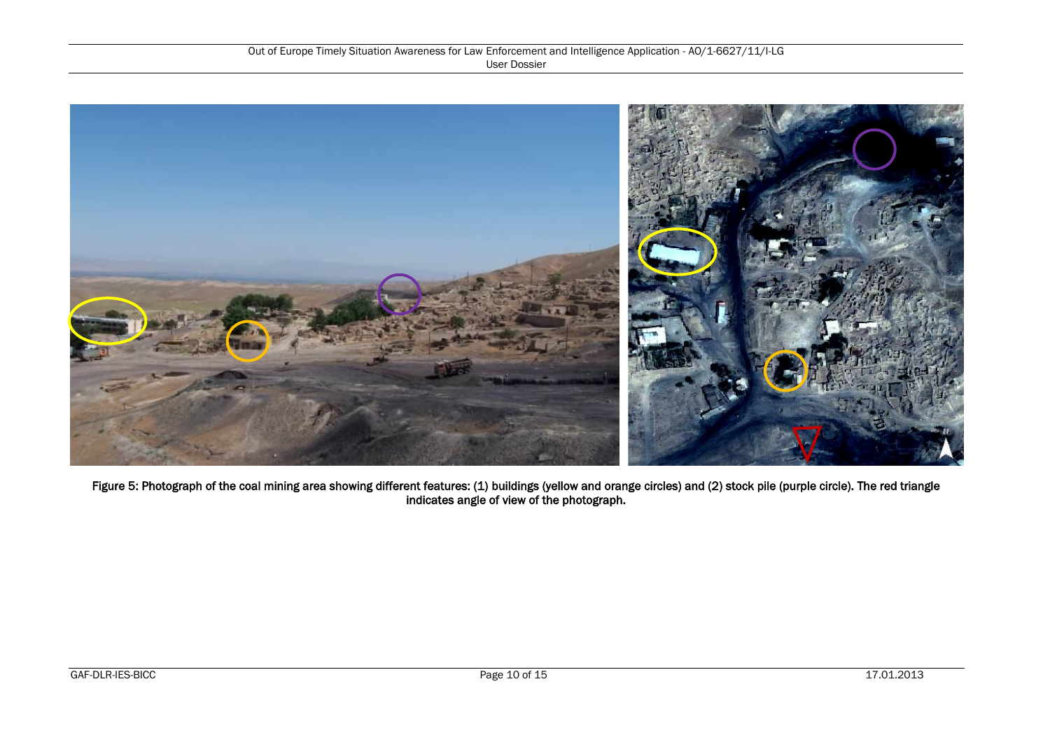Figure 5: Photograph of the coal mining area showing different features: (1) buildings (yellow and orange circles) and (2) stock pile (purple circle). The red triangle indicates angle of view of the photograph.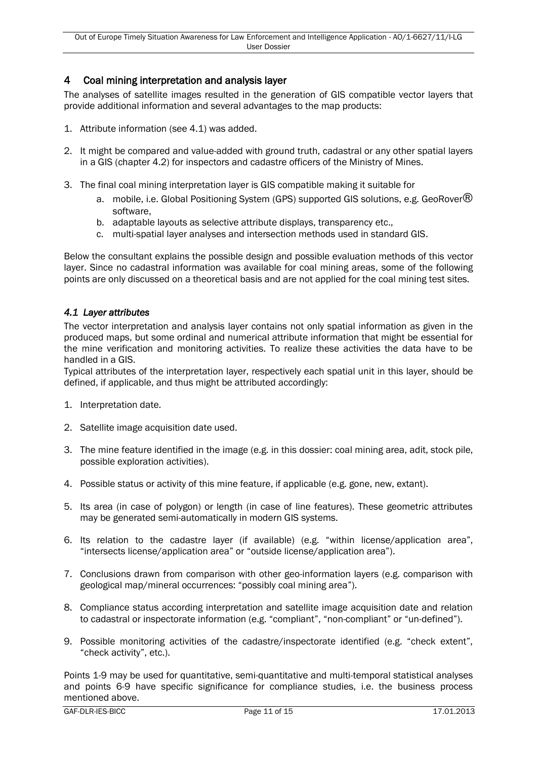# 4 Coal mining interpretation and analysis layer

The analyses of satellite images resulted in the generation of GIS compatible vector layers that provide additional information and several advantages to the map products:

1. Attribute information (see 4.1) was added.

2. It might be compared and value-added with ground truth, cadastral or any other spatial layers in a GIS (chapter 4.2) for inspectors and cadastre officers of the Ministry of Mines.

3. The final coal mining interpretation layer is GIS compatible making it suitable for
   a. mobile, i.e. Global Positioning System (GPS) supported GIS solutions, e.g. GeoRover® software,
   b. adaptable layouts as selective attribute displays, transparency etc.,
   c. multi-spatial layer analyses and intersection methods used in standard GIS.

Below the consultant explains the possible design and possible evaluation methods of this vector layer. Since no cadastral information was available for coal mining areas, some of the following points are only discussed on a theoretical basis and are not applied for the coal mining test sites.

## *4.1 Layer attributes*

The vector interpretation and analysis layer contains not only spatial information as given in the produced maps, but some ordinal and numerical attribute information that might be essential for the mine verification and monitoring activities. To realize these activities the data have to be handled in a GIS.

Typical attributes of the interpretation layer, respectively each spatial unit in this layer, should be defined, if applicable, and thus might be attributed accordingly:

1. Interpretation date.

2. Satellite image acquisition date used.

3. The mine feature identified in the image (e.g. in this dossier: coal mining area, adit, stock pile, possible exploration activities).

4. Possible status or activity of this mine feature, if applicable (e.g. gone, new, extant).

5. Its area (in case of polygon) or length (in case of line features). These geometric attributes may be generated semi-automatically in modern GIS systems.

6. Its relation to the cadastre layer (if available) (e.g. “within license/application area”, “intersects license/application area” or “outside license/application area”).

7. Conclusions drawn from comparison with other geo-information layers (e.g. comparison with geological map/mineral occurrences: “possibly coal mining area”).

8. Compliance status according interpretation and satellite image acquisition date and relation to cadastral or inspectorate information (e.g. “compliant”, “non-compliant” or “un-defined”).

9. Possible monitoring activities of the cadastre/inspectorate identified (e.g. “check extent”, “check activity”, etc.).

Points 1-9 may be used for quantitative, semi-quantitative and multi-temporal statistical analyses and points 6-9 have specific significance for compliance studies, i.e. the business process mentioned above.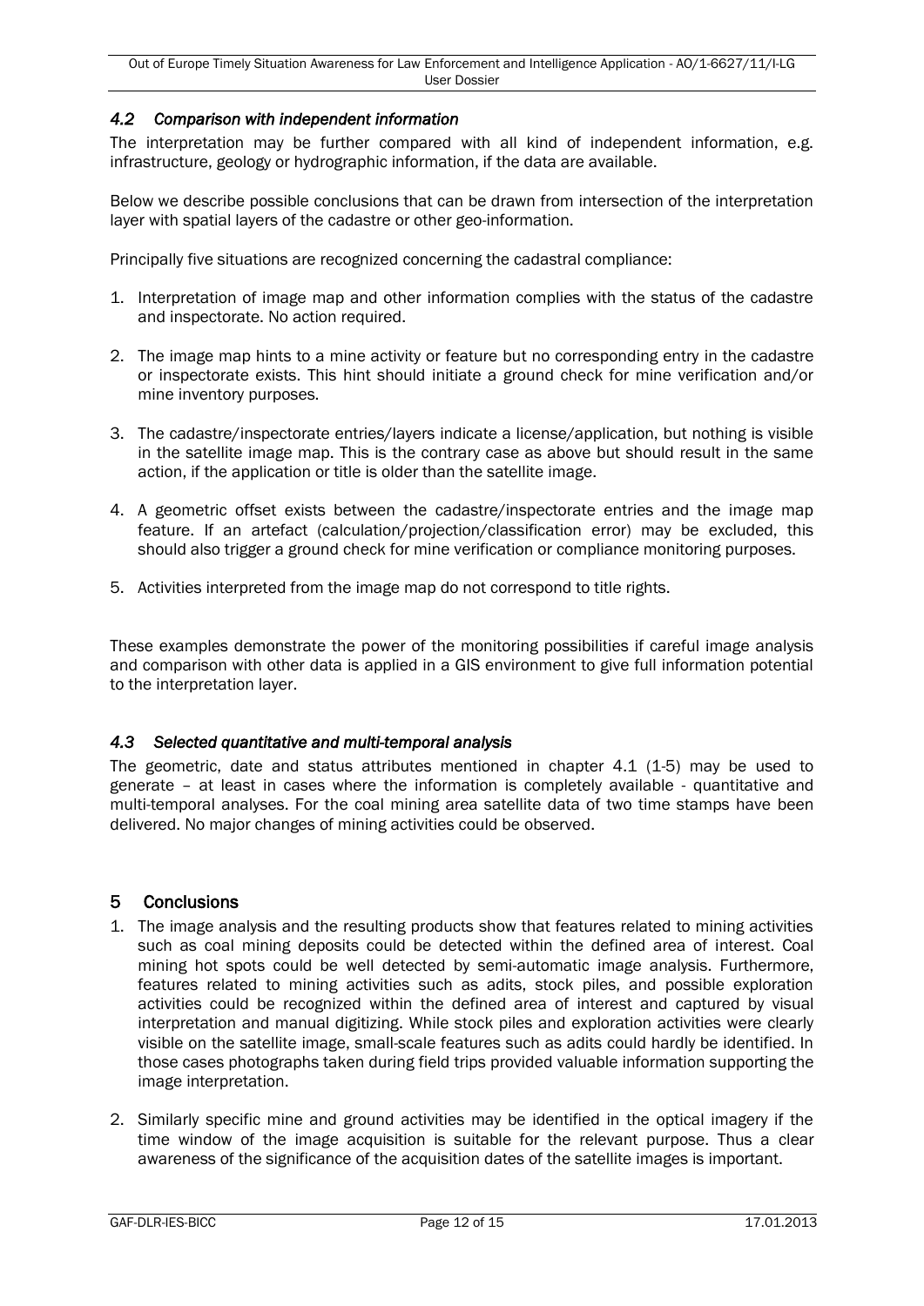### *4.2 Comparison with independent information*

The interpretation may be further compared with all kind of independent information, e.g. infrastructure, geology or hydrographic information, if the data are available.

Below we describe possible conclusions that can be drawn from intersection of the interpretation layer with spatial layers of the cadastre or other geo-information.

Principally five situations are recognized concerning the cadastral compliance:

1. Interpretation of image map and other information complies with the status of the cadastre and inspectorate. No action required.

2. The image map hints to a mine activity or feature but no corresponding entry in the cadastre or inspectorate exists. This hint should initiate a ground check for mine verification and/or mine inventory purposes.

3. The cadastre/inspectorate entries/layers indicate a license/application, but nothing is visible in the satellite image map. This is the contrary case as above but should result in the same action, if the application or title is older than the satellite image.

4. A geometric offset exists between the cadastre/inspectorate entries and the image map feature. If an artefact (calculation/projection/classification error) may be excluded, this should also trigger a ground check for mine verification or compliance monitoring purposes.

5. Activities interpreted from the image map do not correspond to title rights.

These examples demonstrate the power of the monitoring possibilities if careful image analysis and comparison with other data is applied in a GIS environment to give full information potential to the interpretation layer.

### *4.3 Selected quantitative and multi-temporal analysis*

The geometric, date and status attributes mentioned in chapter 4.1 (1-5) may be used to generate – at least in cases where the information is completely available - quantitative and multi-temporal analyses. For the coal mining area satellite data of two time stamps have been delivered. No major changes of mining activities could be observed.

## 5 Conclusions

1. The image analysis and the resulting products show that features related to mining activities such as coal mining deposits could be detected within the defined area of interest. Coal mining hot spots could be well detected by semi-automatic image analysis. Furthermore, features related to mining activities such as adits, stock piles, and possible exploration activities could be recognized within the defined area of interest and captured by visual interpretation and manual digitizing. While stock piles and exploration activities were clearly visible on the satellite image, small-scale features such as adits could hardly be identified. In those cases photographs taken during field trips provided valuable information supporting the image interpretation.

2. Similarly specific mine and ground activities may be identified in the optical imagery if the time window of the image acquisition is suitable for the relevant purpose. Thus a clear awareness of the significance of the acquisition dates of the satellite images is important.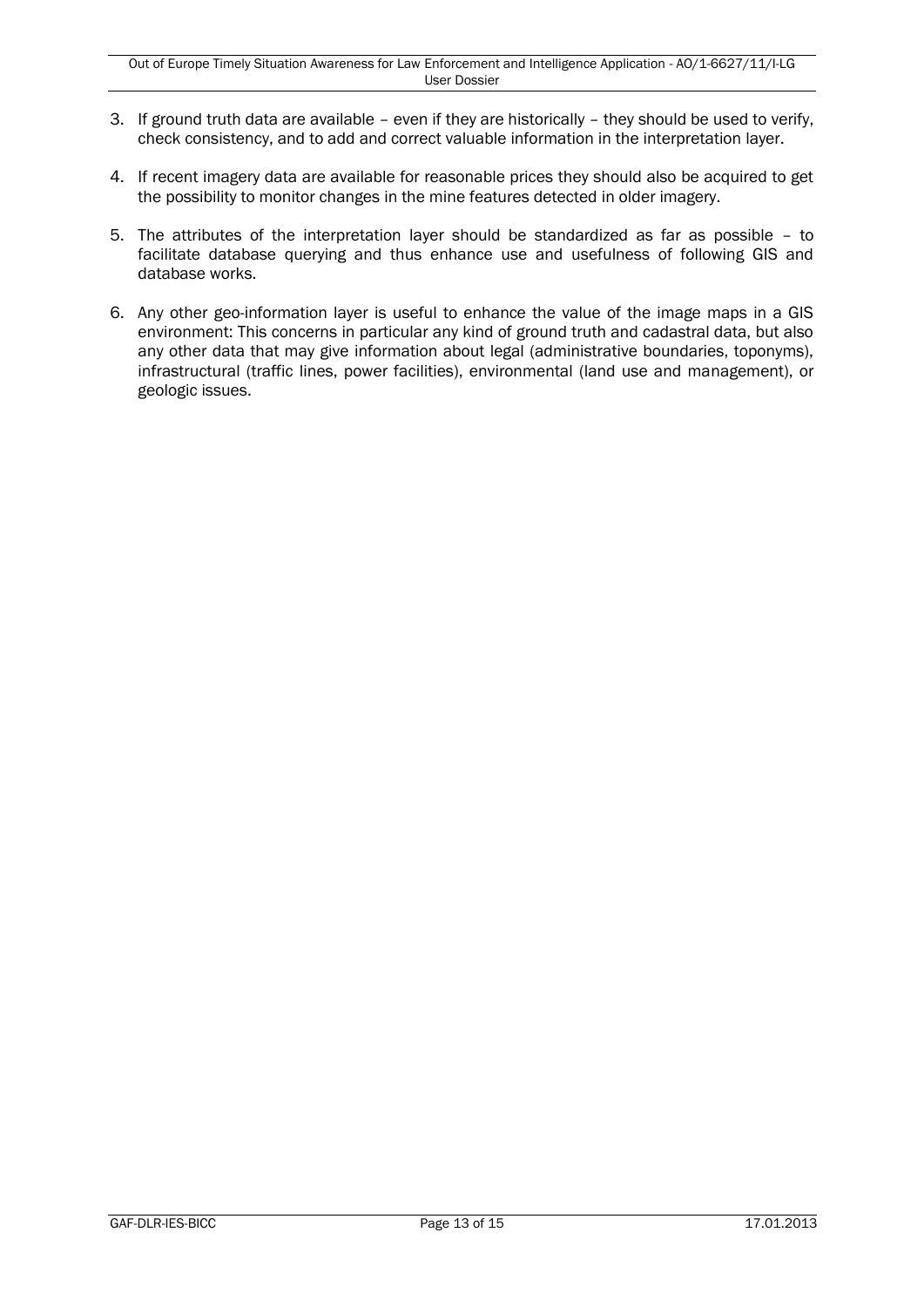3. If ground truth data are available – even if they are historically – they should be used to verify, check consistency, and to add and correct valuable information in the interpretation layer.

4. If recent imagery data are available for reasonable prices they should also be acquired to get the possibility to monitor changes in the mine features detected in older imagery.

5. The attributes of the interpretation layer should be standardized as far as possible – to facilitate database querying and thus enhance use and usefulness of following GIS and database works.

6. Any other geo-information layer is useful to enhance the value of the image maps in a GIS environment: This concerns in particular any kind of ground truth and cadastral data, but also any other data that may give information about legal (administrative boundaries, toponyms), infrastructural (traffic lines, power facilities), environmental (land use and management), or geologic issues.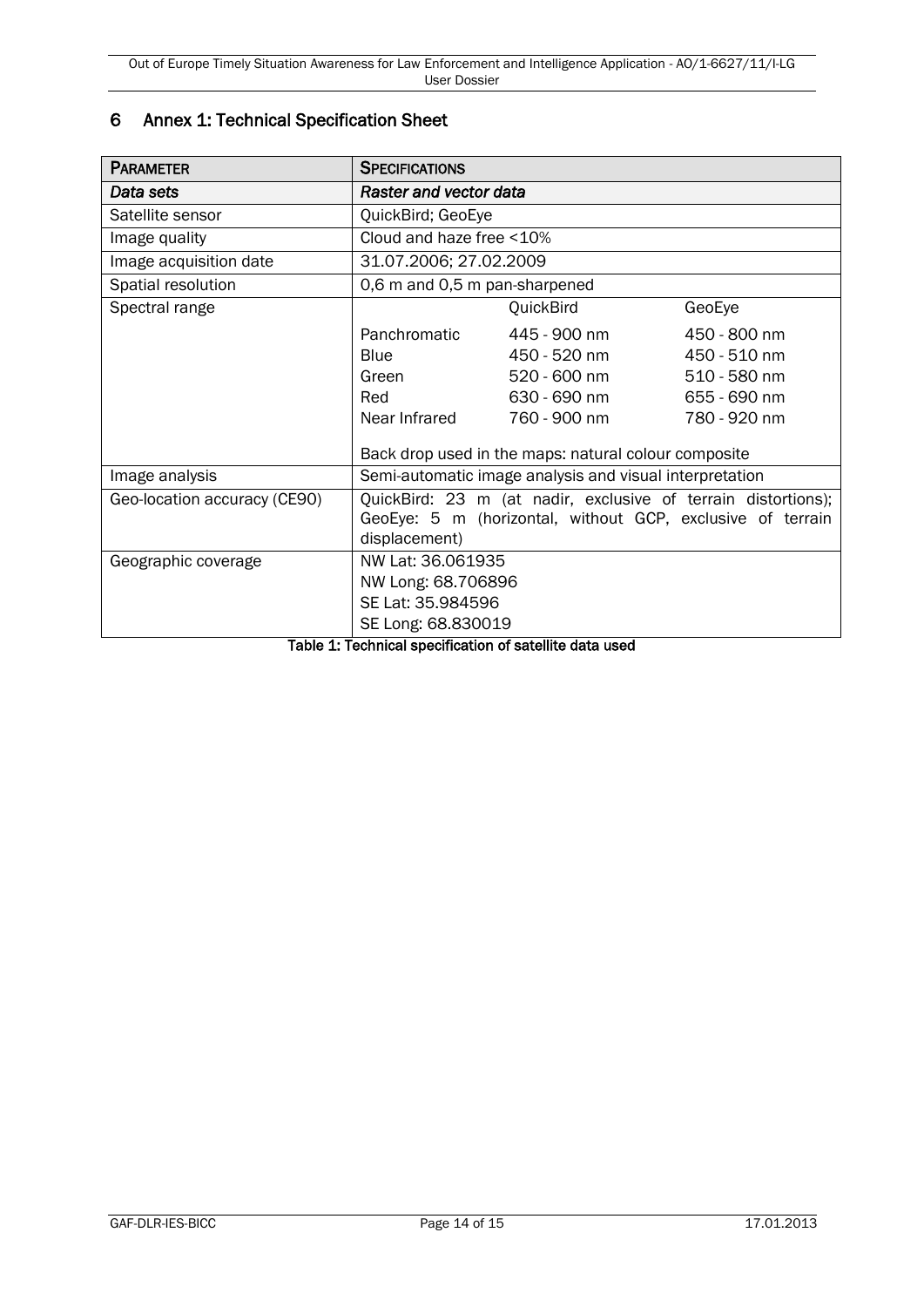# 6 Annex 1: Technical Specification Sheet

| PARAMETER | SPECIFICATIONS | | |
|---|---|---|---|
| *Data sets* | *Raster and vector data* | | |
| Satellite sensor | QuickBird; GeoEye | | |
| Image quality | Cloud and haze free <10% | | |
| Image acquisition date | 31.07.2006; 27.02.2009 | | |
| Spatial resolution | 0,6 m and 0,5 m pan-sharpened | | |
| Spectral range | | QuickBird | GeoEye |
| | Panchromatic | 445 - 900 nm | 450 - 800 nm |
| | Blue | 450 - 520 nm | 450 - 510 nm |
| | Green | 520 - 600 nm | 510 - 580 nm |
| | Red | 630 - 690 nm | 655 - 690 nm |
| | Near Infrared | 760 - 900 nm | 780 - 920 nm |
| | Back drop used in the maps: natural colour composite | | |
| Image analysis | Semi-automatic image analysis and visual interpretation | | |
| Geo-location accuracy (CE90) | QuickBird: 23 m (at nadir, exclusive of terrain distortions); GeoEye: 5 m (horizontal, without GCP, exclusive of terrain displacement) | | |
| Geographic coverage | NW Lat: 36.061935<br>NW Long: 68.706896<br>SE Lat: 35.984596<br>SE Long: 68.830019 | | |

**Table 1: Technical specification of satellite data used**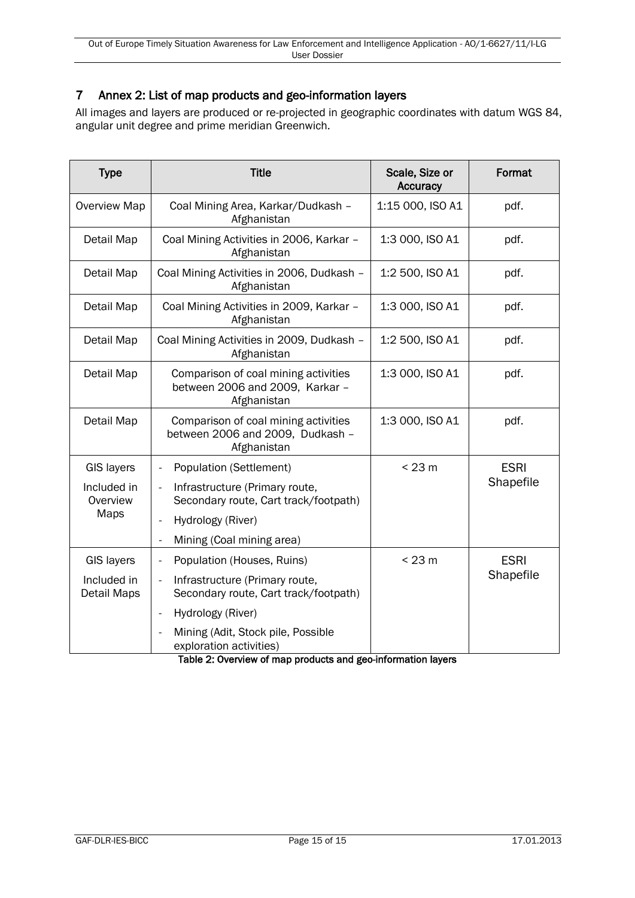# 7 Annex 2: List of map products and geo-information layers

All images and layers are produced or re-projected in geographic coordinates with datum WGS 84, angular unit degree and prime meridian Greenwich.

| Type | Title | Scale, Size or Accuracy | Format |
|---|---|---|---|
| Overview Map | Coal Mining Area, Karkar/Dudkash – Afghanistan | 1:15 000, ISO A1 | pdf. |
| Detail Map | Coal Mining Activities in 2006, Karkar – Afghanistan | 1:3 000, ISO A1 | pdf. |
| Detail Map | Coal Mining Activities in 2006, Dudkash – Afghanistan | 1:2 500, ISO A1 | pdf. |
| Detail Map | Coal Mining Activities in 2009, Karkar – Afghanistan | 1:3 000, ISO A1 | pdf. |
| Detail Map | Coal Mining Activities in 2009, Dudkash – Afghanistan | 1:2 500, ISO A1 | pdf. |
| Detail Map | Comparison of coal mining activities between 2006 and 2009, Karkar – Afghanistan | 1:3 000, ISO A1 | pdf. |
| Detail Map | Comparison of coal mining activities between 2006 and 2009, Dudkash – Afghanistan | 1:3 000, ISO A1 | pdf. |
| GIS layers<br>Included in Overview Maps | - Population (Settlement)<br>- Infrastructure (Primary route, Secondary route, Cart track/footpath)<br>- Hydrology (River)<br>- Mining (Coal mining area) | < 23 m | ESRI Shapefile |
| GIS layers<br>Included in Detail Maps | - Population (Houses, Ruins)<br>- Infrastructure (Primary route, Secondary route, Cart track/footpath)<br>- Hydrology (River)<br>- Mining (Adit, Stock pile, Possible exploration activities) | < 23 m | ESRI Shapefile |

**Table 2: Overview of map products and geo-information layers**